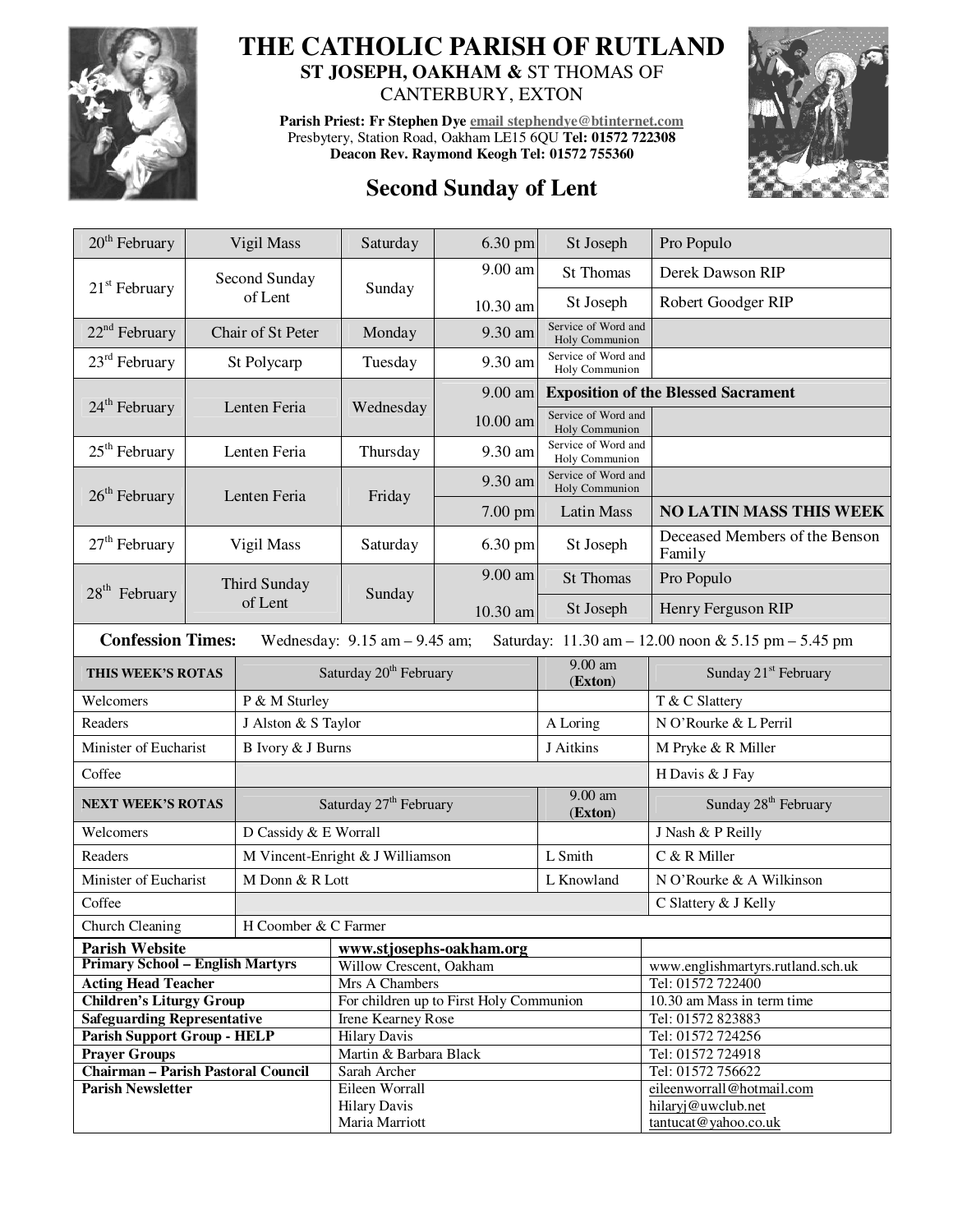# THE CATHOLIC PARISH OF RUTLAND

**ST JOSEPH, OAKHAM &** ST THOMAS OF CANTERBURY, EXTON

**Parish Priest: Fr Stephen Dye** email stephendye@btinternet.com
Presbytery, Station Road, Oakham LE15 6QU **Tel: 01572 722308**
**Deacon Rev. Raymond Keogh Tel: 01572 755360**

## Second Sunday of Lent

| Date | Feast | Day | Time | Location | Intention |
|---|---|---|---|---|---|
| 20th February | Vigil Mass | Saturday | 6.30 pm | St Joseph | Pro Populo |
| 21st February | Second Sunday of Lent | Sunday | 9.00 am | St Thomas | Derek Dawson RIP |
| | | | 10.30 am | St Joseph | Robert Goodger RIP |
| 22nd February | Chair of St Peter | Monday | 9.30 am | Service of Word and Holy Communion | |
| 23rd February | St Polycarp | Tuesday | 9.30 am | Service of Word and Holy Communion | |
| 24th February | Lenten Feria | Wednesday | 9.00 am | **Exposition of the Blessed Sacrament** | |
| | | | 10.00 am | Service of Word and Holy Communion | |
| 25th February | Lenten Feria | Thursday | 9.30 am | Service of Word and Holy Communion | |
| 26th February | Lenten Feria | Friday | 9.30 am | Service of Word and Holy Communion | |
| | | | 7.00 pm | Latin Mass | **NO LATIN MASS THIS WEEK** |
| 27th February | Vigil Mass | Saturday | 6.30 pm | St Joseph | Deceased Members of the Benson Family |
| 28th February | Third Sunday of Lent | Sunday | 9.00 am | St Thomas | Pro Populo |
| | | | 10.30 am | St Joseph | Henry Ferguson RIP |

**Confession Times:** Wednesday: 9.15 am – 9.45 am; Saturday: 11.30 am – 12.00 noon & 5.15 pm – 5.45 pm

| **THIS WEEK'S ROTAS** | Saturday 20th February | 9.00 am (**Exton**) | Sunday 21st February |
|---|---|---|---|
| Welcomers | P & M Sturley | | T & C Slattery |
| Readers | J Alston & S Taylor | A Loring | N O'Rourke & L Perril |
| Minister of Eucharist | B Ivory & J Burns | J Aitkins | M Pryke & R Miller |
| Coffee | | | H Davis & J Fay |
| **NEXT WEEK'S ROTAS** | Saturday 27th February | 9.00 am (**Exton**) | Sunday 28th February |
| Welcomers | D Cassidy & E Worrall | | J Nash & P Reilly |
| Readers | M Vincent-Enright & J Williamson | L Smith | C & R Miller |
| Minister of Eucharist | M Donn & R Lott | L Knowland | N O'Rourke & A Wilkinson |
| Coffee | | | C Slattery & J Kelly |
| Church Cleaning | H Coomber & C Farmer | | |

| | | |
|---|---|---|
| **Parish Website** | **www.stjosephs-oakham.org** | |
| **Primary School – English Martyrs** | Willow Crescent, Oakham | www.englishmartyrs.rutland.sch.uk |
| **Acting Head Teacher** | Mrs A Chambers | Tel: 01572 722400 |
| **Children's Liturgy Group** | For children up to First Holy Communion | 10.30 am Mass in term time |
| **Safeguarding Representative** | Irene Kearney Rose | Tel: 01572 823883 |
| **Parish Support Group - HELP** | Hilary Davis | Tel: 01572 724256 |
| **Prayer Groups** | Martin & Barbara Black | Tel: 01572 724918 |
| **Chairman – Parish Pastoral Council** | Sarah Archer | Tel: 01572 756622 |
| **Parish Newsletter** | Eileen Worrall<br>Hilary Davis<br>Maria Marriott | eileenworrall@hotmail.com<br>hilaryj@uwclub.net<br>tantucat@yahoo.co.uk |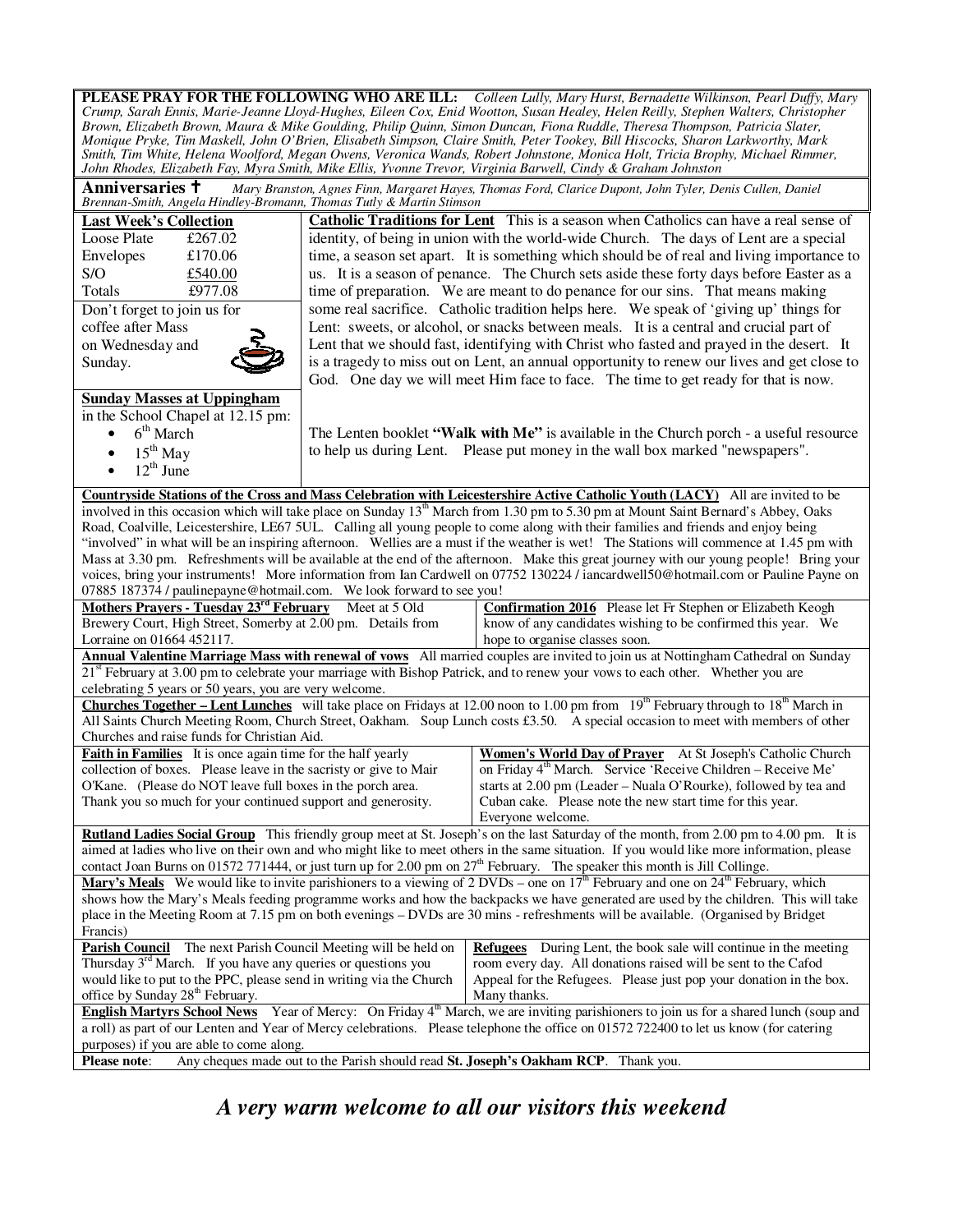**PLEASE PRAY FOR THE FOLLOWING WHO ARE ILL:** *Colleen Lully, Mary Hurst, Bernadette Wilkinson, Pearl Duffy, Mary Crump, Sarah Ennis, Marie-Jeanne Lloyd-Hughes, Eileen Cox, Enid Wootton, Susan Healey, Helen Reilly, Stephen Walters, Christopher Brown, Elizabeth Brown, Maura & Mike Goulding, Philip Quinn, Simon Duncan, Fiona Ruddle, Theresa Thompson, Patricia Slater, Monique Pryke, Tim Maskell, John O'Brien, Elisabeth Simpson, Claire Smith, Peter Tookey, Bill Hiscocks, Sharon Larkworthy, Mark Smith, Tim White, Helena Woolford, Megan Owens, Veronica Wands, Robert Johnstone, Monica Holt, Tricia Brophy, Michael Rimmer, John Rhodes, Elizabeth Fay, Myra Smith, Mike Ellis, Yvonne Trevor, Virginia Barwell, Cindy & Graham Johnston*

**Anniversaries †** *Mary Branston, Agnes Finn, Margaret Hayes, Thomas Ford, Clarice Dupont, John Tyler, Denis Cullen, Daniel Brennan-Smith, Angela Hindley-Bromann, Thomas Tutly & Martin Stimson*

**Last Week's Collection**

| | |
|---|---|
| Loose Plate | £267.02 |
| Envelopes | £170.06 |
| S/O | £540.00 |
| Totals | £977.08 |

Don't forget to join us for coffee after Mass on Wednesday and Sunday.

**Sunday Masses at Uppingham** in the School Chapel at 12.15 pm:

- 6th March
- 15th May
- 12th June

**Catholic Traditions for Lent** This is a season when Catholics can have a real sense of identity, of being in union with the world-wide Church. The days of Lent are a special time, a season set apart. It is something which should be of real and living importance to us. It is a season of penance. The Church sets aside these forty days before Easter as a time of preparation. We are meant to do penance for our sins. That means making some real sacrifice. Catholic tradition helps here. We speak of 'giving up' things for Lent: sweets, or alcohol, or snacks between meals. It is a central and crucial part of Lent that we should fast, identifying with Christ who fasted and prayed in the desert. It is a tragedy to miss out on Lent, an annual opportunity to renew our lives and get close to God. One day we will meet Him face to face. The time to get ready for that is now.

The Lenten booklet **"Walk with Me"** is available in the Church porch - a useful resource to help us during Lent. Please put money in the wall box marked "newspapers".

**Countryside Stations of the Cross and Mass Celebration with Leicestershire Active Catholic Youth (LACY)** All are invited to be involved in this occasion which will take place on Sunday 13th March from 1.30 pm to 5.30 pm at Mount Saint Bernard's Abbey, Oaks Road, Coalville, Leicestershire, LE67 5UL. Calling all young people to come along with their families and friends and enjoy being "involved" in what will be an inspiring afternoon. Wellies are a must if the weather is wet! The Stations will commence at 1.45 pm with Mass at 3.30 pm. Refreshments will be available at the end of the afternoon. Make this great journey with our young people! Bring your voices, bring your instruments! More information from Ian Cardwell on 07752 130224 / iancardwell50@hotmail.com or Pauline Payne on 07885 187374 / paulinepayne@hotmail.com. We look forward to see you!

**Mothers Prayers - Tuesday 23rd February** Meet at 5 Old Brewery Court, High Street, Somerby at 2.00 pm. Details from Lorraine on 01664 452117.

**Confirmation 2016** Please let Fr Stephen or Elizabeth Keogh know of any candidates wishing to be confirmed this year. We hope to organise classes soon.

**Annual Valentine Marriage Mass with renewal of vows** All married couples are invited to join us at Nottingham Cathedral on Sunday 21st February at 3.00 pm to celebrate your marriage with Bishop Patrick, and to renew your vows to each other. Whether you are celebrating 5 years or 50 years, you are very welcome.

**Churches Together – Lent Lunches** will take place on Fridays at 12.00 noon to 1.00 pm from 19th February through to 18th March in All Saints Church Meeting Room, Church Street, Oakham. Soup Lunch costs £3.50. A special occasion to meet with members of other Churches and raise funds for Christian Aid.

**Faith in Families** It is once again time for the half yearly collection of boxes. Please leave in the sacristy or give to Mair O'Kane. (Please do NOT leave full boxes in the porch area. Thank you so much for your continued support and generosity.

**Women's World Day of Prayer** At St Joseph's Catholic Church on Friday 4th March. Service 'Receive Children – Receive Me' starts at 2.00 pm (Leader – Nuala O'Rourke), followed by tea and Cuban cake. Please note the new start time for this year. Everyone welcome.

**Rutland Ladies Social Group** This friendly group meet at St. Joseph's on the last Saturday of the month, from 2.00 pm to 4.00 pm. It is aimed at ladies who live on their own and who might like to meet others in the same situation. If you would like more information, please contact Joan Burns on 01572 771444, or just turn up for 2.00 pm on 27th February. The speaker this month is Jill Collinge.

**Mary's Meals** We would like to invite parishioners to a viewing of 2 DVDs – one on 17th February and one on 24th February, which shows how the Mary's Meals feeding programme works and how the backpacks we have generated are used by the children. This will take place in the Meeting Room at 7.15 pm on both evenings – DVDs are 30 mins - refreshments will be available. (Organised by Bridget Francis)

**Parish Council** The next Parish Council Meeting will be held on Thursday 3rd March. If you have any queries or questions you would like to put to the PPC, please send in writing via the Church office by Sunday 28th February.

**Refugees** During Lent, the book sale will continue in the meeting room every day. All donations raised will be sent to the Cafod Appeal for the Refugees. Please just pop your donation in the box. Many thanks.

**English Martyrs School News** Year of Mercy: On Friday 4th March, we are inviting parishioners to join us for a shared lunch (soup and a roll) as part of our Lenten and Year of Mercy celebrations. Please telephone the office on 01572 722400 to let us know (for catering purposes) if you are able to come along.

**Please note**: Any cheques made out to the Parish should read **St. Joseph's Oakham RCP**. Thank you.

***A very warm welcome to all our visitors this weekend***